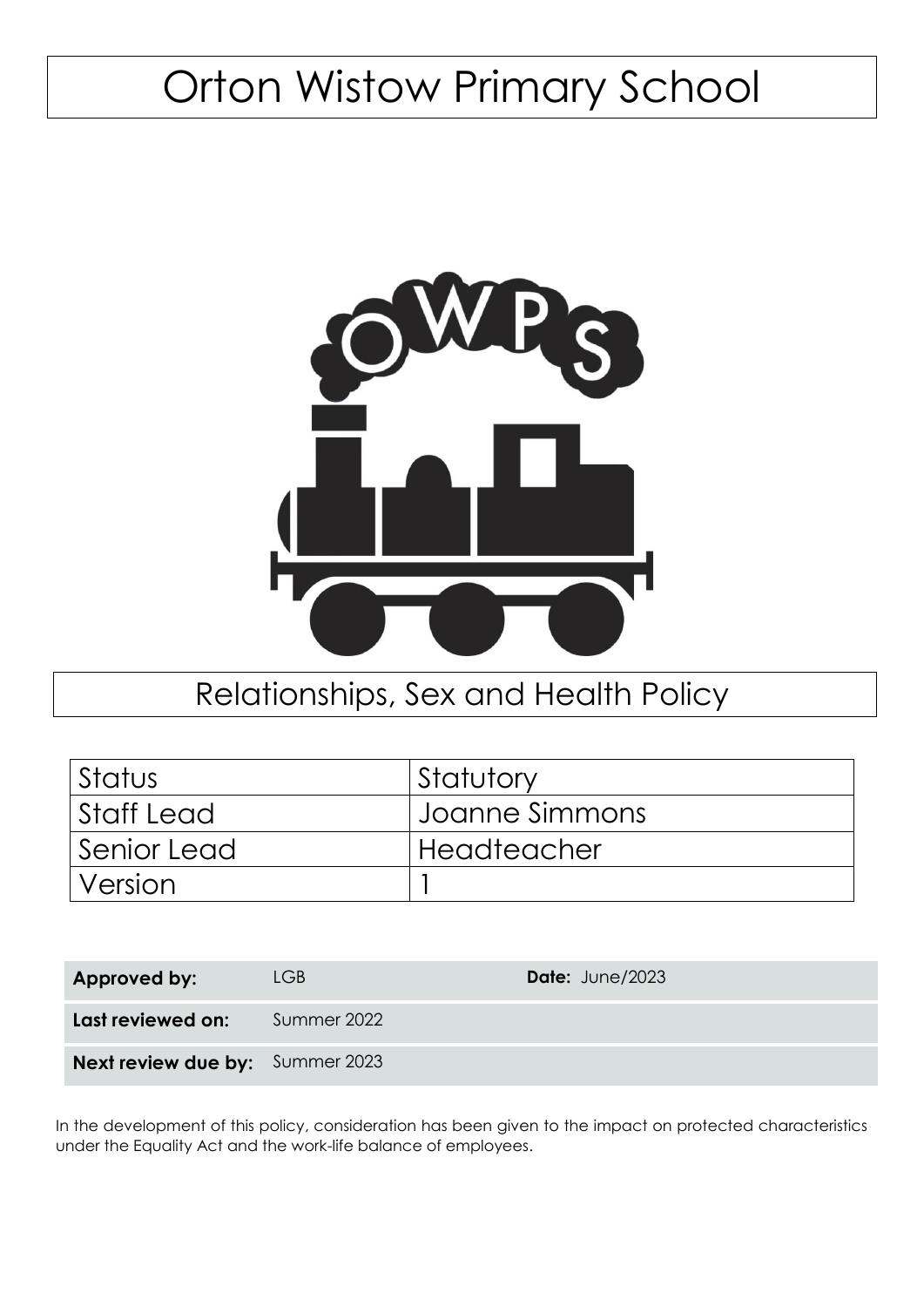# Orton Wistow Primary School

## Relationships, Sex and Health Policy

| Status | Statutory |
|---|---|
| Staff Lead | Joanne Simmons |
| Senior Lead | Headteacher |
| Version | 1 |

| | | |
|---|---|---|
| **Approved by:** | LGB | **Date:** June/2023 |
| **Last reviewed on:** | Summer 2022 | |
| **Next review due by:** | Summer 2023 | |

In the development of this policy, consideration has been given to the impact on protected characteristics under the Equality Act and the work-life balance of employees.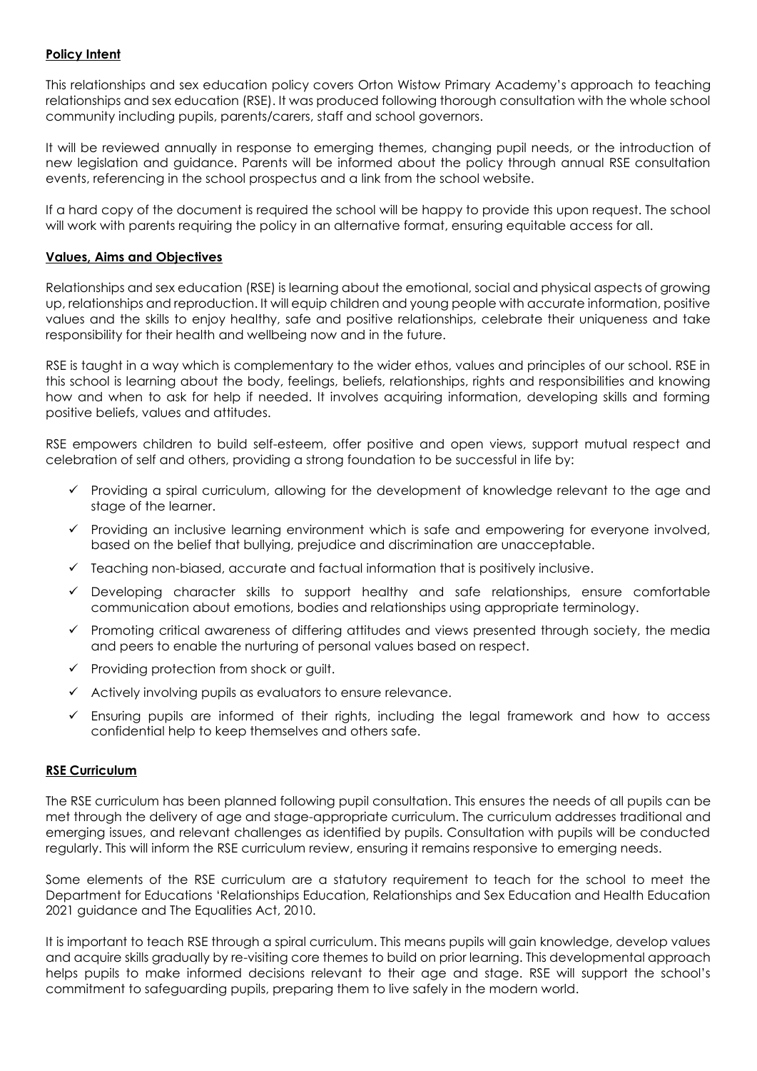## **Policy Intent**

This relationships and sex education policy covers Orton Wistow Primary Academy's approach to teaching relationships and sex education (RSE). It was produced following thorough consultation with the whole school community including pupils, parents/carers, staff and school governors.

It will be reviewed annually in response to emerging themes, changing pupil needs, or the introduction of new legislation and guidance. Parents will be informed about the policy through annual RSE consultation events, referencing in the school prospectus and a link from the school website.

If a hard copy of the document is required the school will be happy to provide this upon request. The school will work with parents requiring the policy in an alternative format, ensuring equitable access for all.

## **Values, Aims and Objectives**

Relationships and sex education (RSE) is learning about the emotional, social and physical aspects of growing up, relationships and reproduction. It will equip children and young people with accurate information, positive values and the skills to enjoy healthy, safe and positive relationships, celebrate their uniqueness and take responsibility for their health and wellbeing now and in the future.

RSE is taught in a way which is complementary to the wider ethos, values and principles of our school. RSE in this school is learning about the body, feelings, beliefs, relationships, rights and responsibilities and knowing how and when to ask for help if needed. It involves acquiring information, developing skills and forming positive beliefs, values and attitudes.

RSE empowers children to build self-esteem, offer positive and open views, support mutual respect and celebration of self and others, providing a strong foundation to be successful in life by:

- ✓ Providing a spiral curriculum, allowing for the development of knowledge relevant to the age and stage of the learner.
- ✓ Providing an inclusive learning environment which is safe and empowering for everyone involved, based on the belief that bullying, prejudice and discrimination are unacceptable.
- ✓ Teaching non-biased, accurate and factual information that is positively inclusive.
- ✓ Developing character skills to support healthy and safe relationships, ensure comfortable communication about emotions, bodies and relationships using appropriate terminology.
- ✓ Promoting critical awareness of differing attitudes and views presented through society, the media and peers to enable the nurturing of personal values based on respect.
- ✓ Providing protection from shock or guilt.
- ✓ Actively involving pupils as evaluators to ensure relevance.
- ✓ Ensuring pupils are informed of their rights, including the legal framework and how to access confidential help to keep themselves and others safe.

## **RSE Curriculum**

The RSE curriculum has been planned following pupil consultation. This ensures the needs of all pupils can be met through the delivery of age and stage-appropriate curriculum. The curriculum addresses traditional and emerging issues, and relevant challenges as identified by pupils. Consultation with pupils will be conducted regularly. This will inform the RSE curriculum review, ensuring it remains responsive to emerging needs.

Some elements of the RSE curriculum are a statutory requirement to teach for the school to meet the Department for Educations 'Relationships Education, Relationships and Sex Education and Health Education 2021 guidance and The Equalities Act, 2010.

It is important to teach RSE through a spiral curriculum. This means pupils will gain knowledge, develop values and acquire skills gradually by re-visiting core themes to build on prior learning. This developmental approach helps pupils to make informed decisions relevant to their age and stage. RSE will support the school's commitment to safeguarding pupils, preparing them to live safely in the modern world.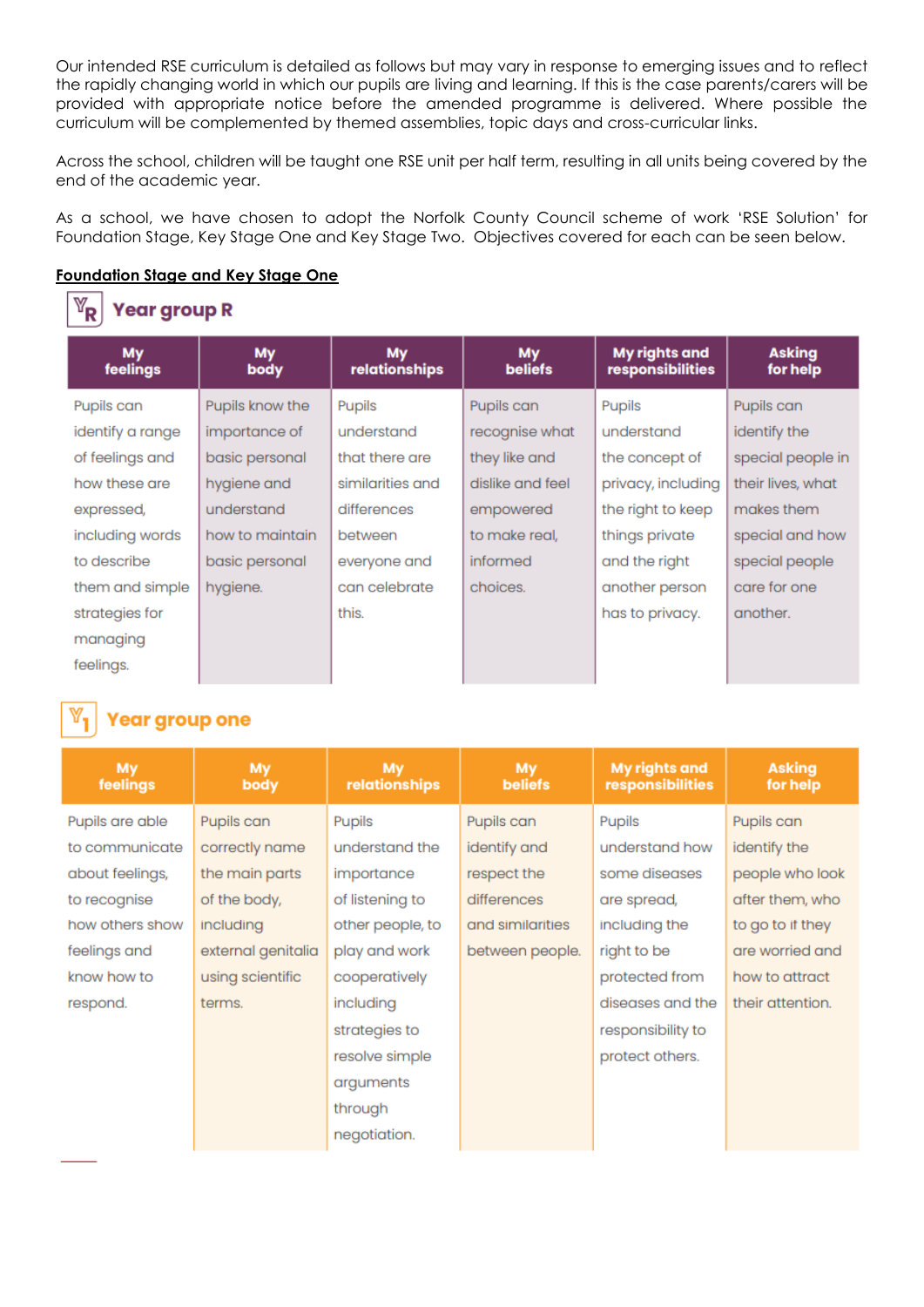Our intended RSE curriculum is detailed as follows but may vary in response to emerging issues and to reflect the rapidly changing world in which our pupils are living and learning. If this is the case parents/carers will be provided with appropriate notice before the amended programme is delivered. Where possible the curriculum will be complemented by themed assemblies, topic days and cross-curricular links.

Across the school, children will be taught one RSE unit per half term, resulting in all units being covered by the end of the academic year.

As a school, we have chosen to adopt the Norfolk County Council scheme of work 'RSE Solution' for Foundation Stage, Key Stage One and Key Stage Two. Objectives covered for each can be seen below.

**Foundation Stage and Key Stage One**

## Year group R

| My feelings | My body | My relationships | My beliefs | My rights and responsibilities | Asking for help |
|---|---|---|---|---|---|
| Pupils can identify a range of feelings and how these are expressed, including words to describe them and simple strategies for managing feelings. | Pupils know the importance of basic personal hygiene and understand how to maintain basic personal hygiene. | Pupils understand that there are similarities and differences between everyone and can celebrate this. | Pupils can recognise what they like and dislike and feel empowered to make real, informed choices. | Pupils understand the concept of privacy, including the right to keep things private and the right another person has to privacy. | Pupils can identify the special people in their lives, what makes them special and how special people care for one another. |

## Year group one

| My feelings | My body | My relationships | My beliefs | My rights and responsibilities | Asking for help |
|---|---|---|---|---|---|
| Pupils are able to communicate about feelings, to recognise how others show feelings and know how to respond. | Pupils can correctly name the main parts of the body, including external genitalia using scientific terms. | Pupils understand the importance of listening to other people, to play and work cooperatively including strategies to resolve simple arguments through negotiation. | Pupils can identify and respect the differences and similarities between people. | Pupils understand how some diseases are spread, including the right to be protected from diseases and the responsibility to protect others. | Pupils can identify the people who look after them, who to go to if they are worried and how to attract their attention. |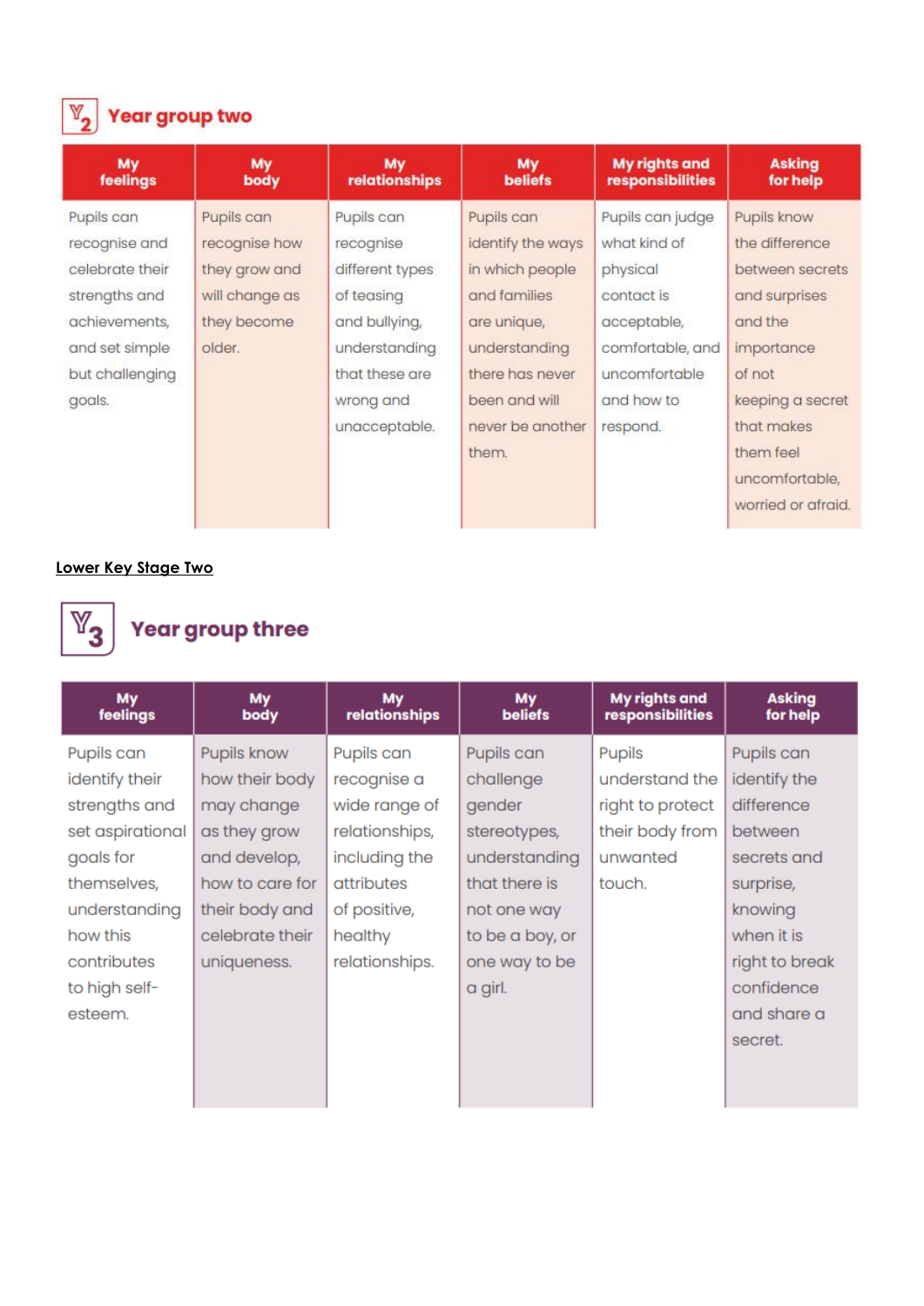## Year group two

| My feelings | My body | My relationships | My beliefs | My rights and responsibilities | Asking for help |
|---|---|---|---|---|---|
| Pupils can recognise and celebrate their strengths and achievements, and set simple but challenging goals. | Pupils can recognise how they grow and will change as they become older. | Pupils can recognise different types of teasing and bullying, understanding that these are wrong and unacceptable. | Pupils can identify the ways in which people and families are unique, understanding there has never been and will never be another them. | Pupils can judge what kind of physical contact is acceptable, comfortable, and uncomfortable and how to respond. | Pupils know the difference between secrets and surprises and the importance of not keeping a secret that makes them feel uncomfortable, worried or afraid. |

**Lower Key Stage Two**

## Year group three

| My feelings | My body | My relationships | My beliefs | My rights and responsibilities | Asking for help |
|---|---|---|---|---|---|
| Pupils can identify their strengths and set aspirational goals for themselves, understanding how this contributes to high self-esteem. | Pupils know how their body may change as they grow and develop, how to care for their body and celebrate their uniqueness. | Pupils can recognise a wide range of relationships, including the attributes of positive, healthy relationships. | Pupils can challenge gender stereotypes, understanding that there is not one way to be a boy, or one way to be a girl. | Pupils understand the right to protect their body from unwanted touch. | Pupils can identify the difference between secrets and surprise, knowing when it is right to break confidence and share a secret. |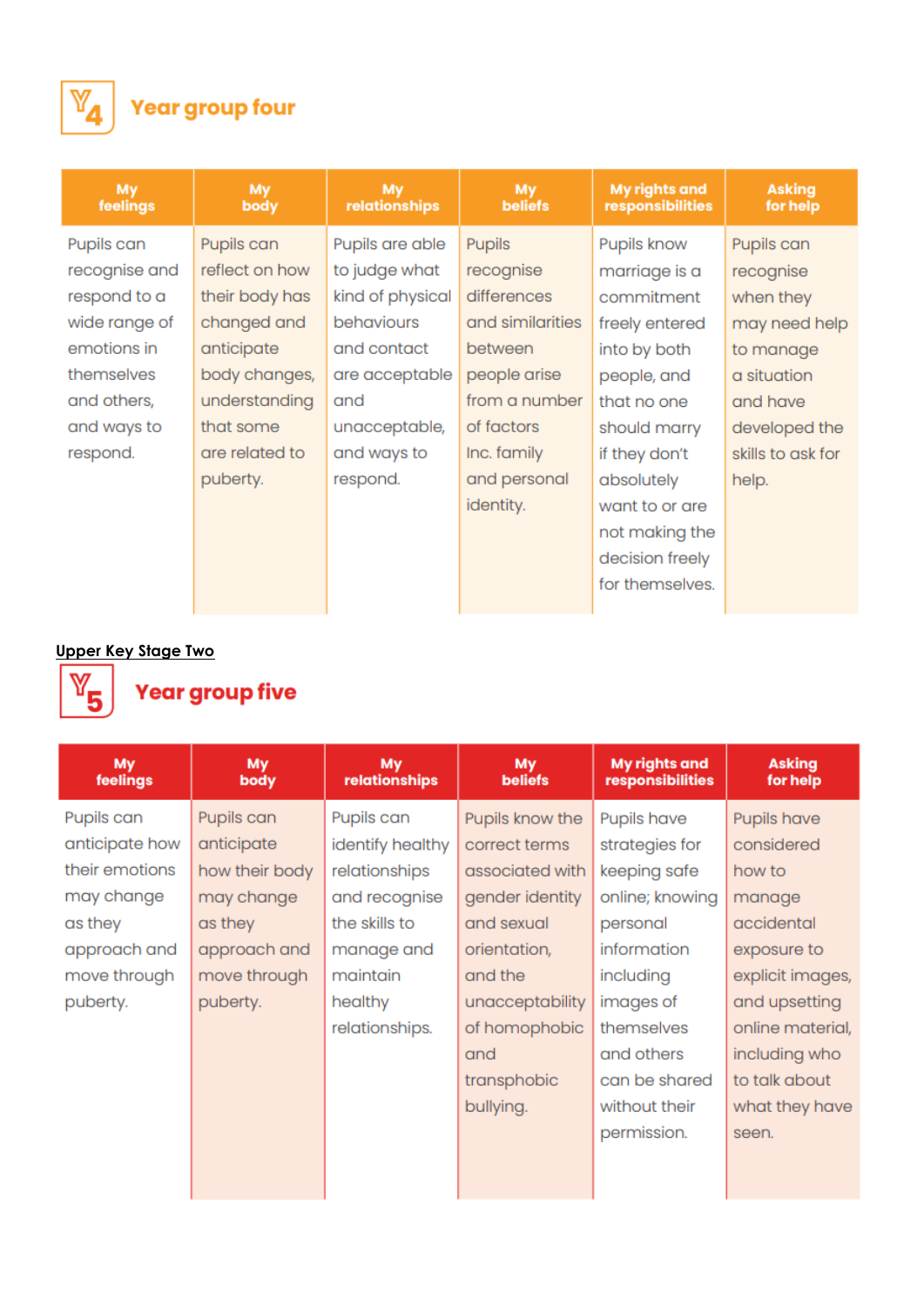## Y4 Year group four

| My feelings | My body | My relationships | My beliefs | My rights and responsibilities | Asking for help |
|---|---|---|---|---|---|
| Pupils can recognise and respond to a wide range of emotions in themselves and others, and ways to respond. | Pupils can reflect on how their body has changed and anticipate body changes, understanding that some are related to puberty. | Pupils are able to judge what kind of physical behaviours and contact are acceptable and unacceptable, and ways to respond. | Pupils recognise differences and similarities between people arise from a number of factors Inc. family and personal identity. | Pupils know marriage is a commitment freely entered into by both people, and that no one should marry if they don't absolutely want to or are not making the decision freely for themselves. | Pupils can recognise when they may need help to manage a situation and have developed the skills to ask for help. |

**Upper Key Stage Two**

## Y5 Year group five

| My feelings | My body | My relationships | My beliefs | My rights and responsibilities | Asking for help |
|---|---|---|---|---|---|
| Pupils can anticipate how their emotions may change as they approach and move through puberty. | Pupils can anticipate how their body may change as they approach and move through puberty. | Pupils can identify healthy relationships and recognise the skills to manage and maintain healthy relationships. | Pupils know the correct terms associated with gender identity and sexual orientation, and the unacceptability of homophobic and transphobic bullying. | Pupils have strategies for keeping safe online; knowing personal information including images of themselves and others can be shared without their permission. | Pupils have considered how to manage accidental exposure to explicit images, and upsetting online material, including who to talk about what they have seen. |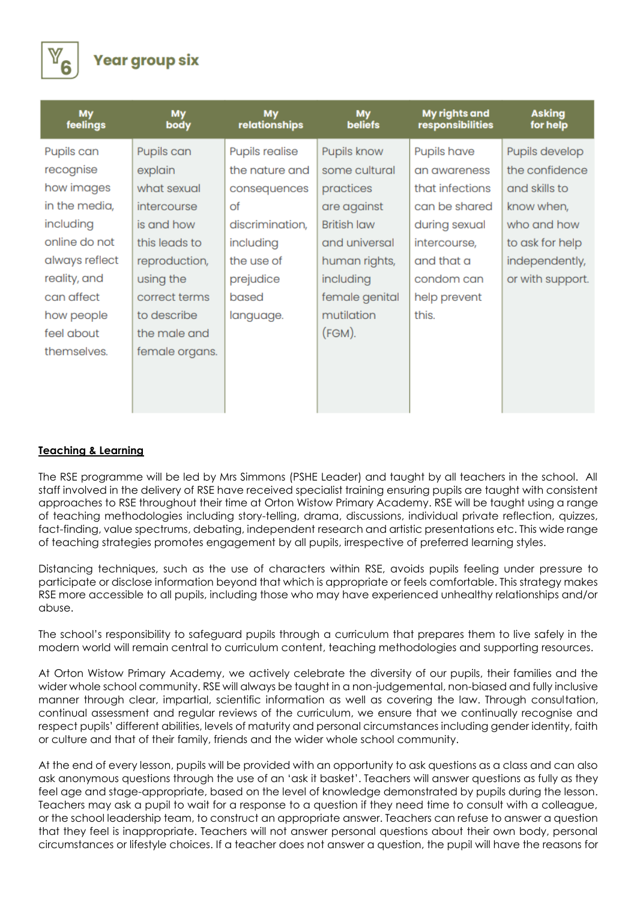## Year group six

| My feelings | My body | My relationships | My beliefs | My rights and responsibilities | Asking for help |
|---|---|---|---|---|---|
| Pupils can recognise how images in the media, including online do not always reflect reality, and can affect how people feel about themselves. | Pupils can explain what sexual intercourse is and how this leads to reproduction, using the correct terms to describe the male and female organs. | Pupils realise the nature and consequences of discrimination, including the use of prejudice based language. | Pupils know some cultural practices are against British law and universal human rights, including female genital mutilation (FGM). | Pupils have an awareness that infections can be shared during sexual intercourse, and that a condom can help prevent this. | Pupils develop the confidence and skills to know when, who and how to ask for help independently, or with support. |

**Teaching & Learning**

The RSE programme will be led by Mrs Simmons (PSHE Leader) and taught by all teachers in the school. All staff involved in the delivery of RSE have received specialist training ensuring pupils are taught with consistent approaches to RSE throughout their time at Orton Wistow Primary Academy. RSE will be taught using a range of teaching methodologies including story-telling, drama, discussions, individual private reflection, quizzes, fact-finding, value spectrums, debating, independent research and artistic presentations etc. This wide range of teaching strategies promotes engagement by all pupils, irrespective of preferred learning styles.

Distancing techniques, such as the use of characters within RSE, avoids pupils feeling under pressure to participate or disclose information beyond that which is appropriate or feels comfortable. This strategy makes RSE more accessible to all pupils, including those who may have experienced unhealthy relationships and/or abuse.

The school's responsibility to safeguard pupils through a curriculum that prepares them to live safely in the modern world will remain central to curriculum content, teaching methodologies and supporting resources.

At Orton Wistow Primary Academy, we actively celebrate the diversity of our pupils, their families and the wider whole school community. RSE will always be taught in a non-judgemental, non-biased and fully inclusive manner through clear, impartial, scientific information as well as covering the law. Through consultation, continual assessment and regular reviews of the curriculum, we ensure that we continually recognise and respect pupils' different abilities, levels of maturity and personal circumstances including gender identity, faith or culture and that of their family, friends and the wider whole school community.

At the end of every lesson, pupils will be provided with an opportunity to ask questions as a class and can also ask anonymous questions through the use of an 'ask it basket'. Teachers will answer questions as fully as they feel age and stage-appropriate, based on the level of knowledge demonstrated by pupils during the lesson. Teachers may ask a pupil to wait for a response to a question if they need time to consult with a colleague, or the school leadership team, to construct an appropriate answer. Teachers can refuse to answer a question that they feel is inappropriate. Teachers will not answer personal questions about their own body, personal circumstances or lifestyle choices. If a teacher does not answer a question, the pupil will have the reasons for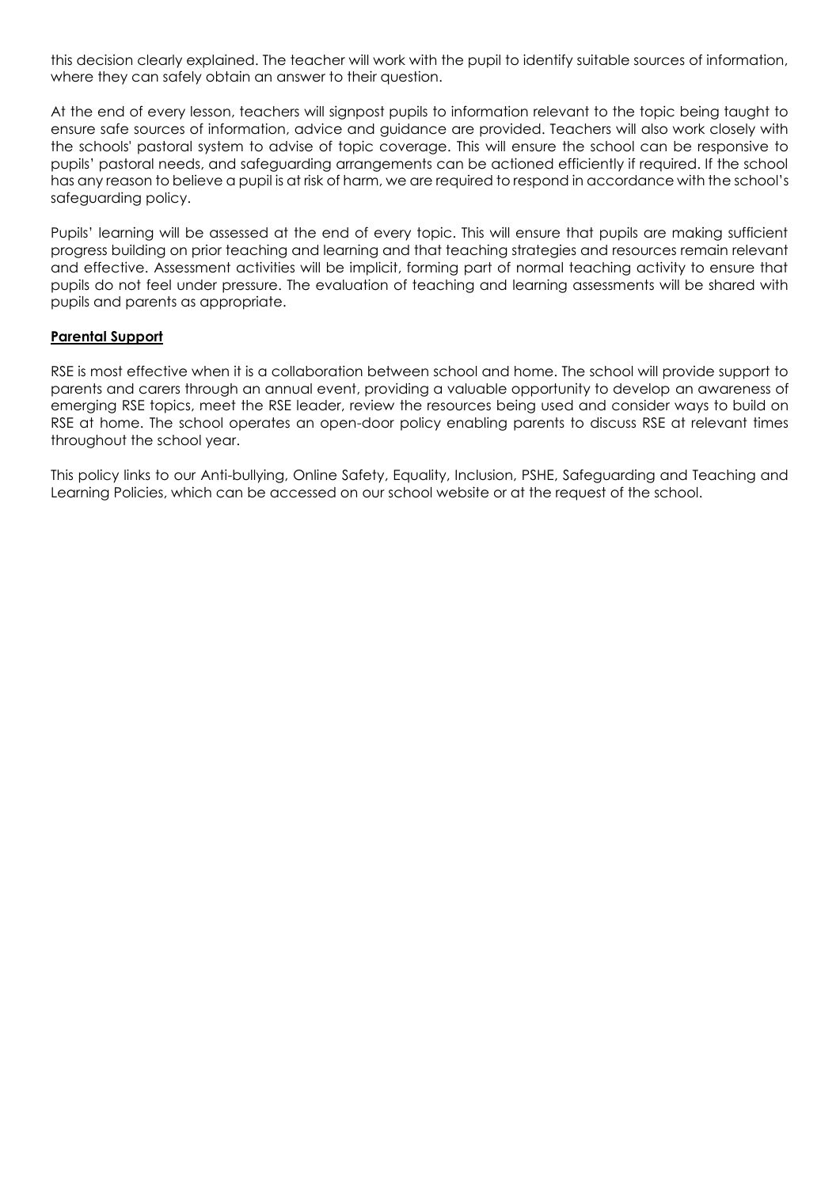this decision clearly explained. The teacher will work with the pupil to identify suitable sources of information, where they can safely obtain an answer to their question.

At the end of every lesson, teachers will signpost pupils to information relevant to the topic being taught to ensure safe sources of information, advice and guidance are provided. Teachers will also work closely with the schools' pastoral system to advise of topic coverage. This will ensure the school can be responsive to pupils' pastoral needs, and safeguarding arrangements can be actioned efficiently if required. If the school has any reason to believe a pupil is at risk of harm, we are required to respond in accordance with the school's safeguarding policy.

Pupils' learning will be assessed at the end of every topic. This will ensure that pupils are making sufficient progress building on prior teaching and learning and that teaching strategies and resources remain relevant and effective. Assessment activities will be implicit, forming part of normal teaching activity to ensure that pupils do not feel under pressure. The evaluation of teaching and learning assessments will be shared with pupils and parents as appropriate.

**Parental Support**

RSE is most effective when it is a collaboration between school and home. The school will provide support to parents and carers through an annual event, providing a valuable opportunity to develop an awareness of emerging RSE topics, meet the RSE leader, review the resources being used and consider ways to build on RSE at home. The school operates an open-door policy enabling parents to discuss RSE at relevant times throughout the school year.

This policy links to our Anti-bullying, Online Safety, Equality, Inclusion, PSHE, Safeguarding and Teaching and Learning Policies, which can be accessed on our school website or at the request of the school.